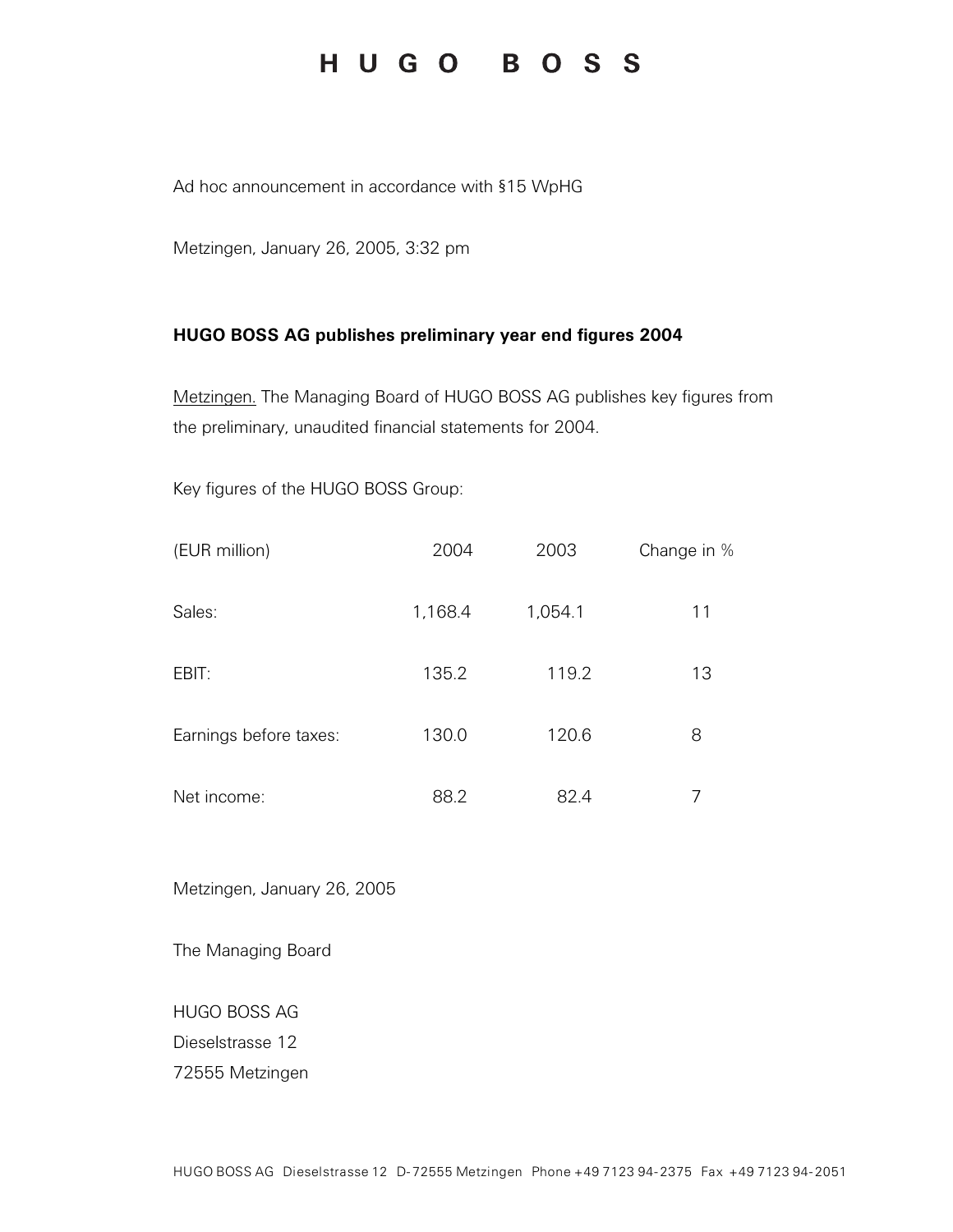# HUGO BOSS

Ad hoc announcement in accordance with §15 WpHG

Metzingen, January 26, 2005, 3:32 pm

**HUGO BOSS AG publishes preliminary year end figures 2004**

Metzingen. The Managing Board of HUGO BOSS AG publishes key figures from the preliminary, unaudited financial statements for 2004.

Key figures of the HUGO BOSS Group:

| (EUR million) | 2004 | 2003 | Change in % |
|---|---|---|---|
| Sales: | 1,168.4 | 1,054.1 | 11 |
| EBIT: | 135.2 | 119.2 | 13 |
| Earnings before taxes: | 130.0 | 120.6 | 8 |
| Net income: | 88.2 | 82.4 | 7 |

Metzingen, January 26, 2005

The Managing Board

HUGO BOSS AG
Dieselstrasse 12
72555 Metzingen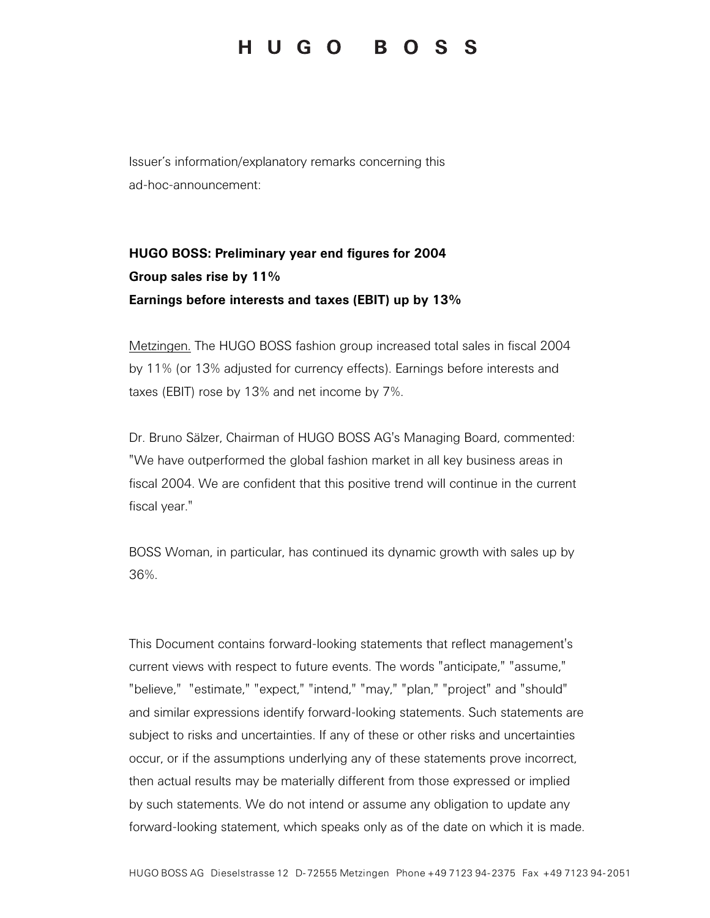# HUGO BOSS

Issuer's information/explanatory remarks concerning this ad-hoc-announcement:

**HUGO BOSS: Preliminary year end figures for 2004**
**Group sales rise by 11%**
**Earnings before interests and taxes (EBIT) up by 13%**

Metzingen. The HUGO BOSS fashion group increased total sales in fiscal 2004 by 11% (or 13% adjusted for currency effects). Earnings before interests and taxes (EBIT) rose by 13% and net income by 7%.

Dr. Bruno Sälzer, Chairman of HUGO BOSS AG's Managing Board, commented: "We have outperformed the global fashion market in all key business areas in fiscal 2004. We are confident that this positive trend will continue in the current fiscal year."

BOSS Woman, in particular, has continued its dynamic growth with sales up by 36%.

This Document contains forward-looking statements that reflect management's current views with respect to future events. The words "anticipate," "assume," "believe," "estimate," "expect," "intend," "may," "plan," "project" and "should" and similar expressions identify forward-looking statements. Such statements are subject to risks and uncertainties. If any of these or other risks and uncertainties occur, or if the assumptions underlying any of these statements prove incorrect, then actual results may be materially different from those expressed or implied by such statements. We do not intend or assume any obligation to update any forward-looking statement, which speaks only as of the date on which it is made.

HUGO BOSS AG Dieselstrasse 12 D-72555 Metzingen Phone +49 7123 94-2375 Fax +49 7123 94-2051